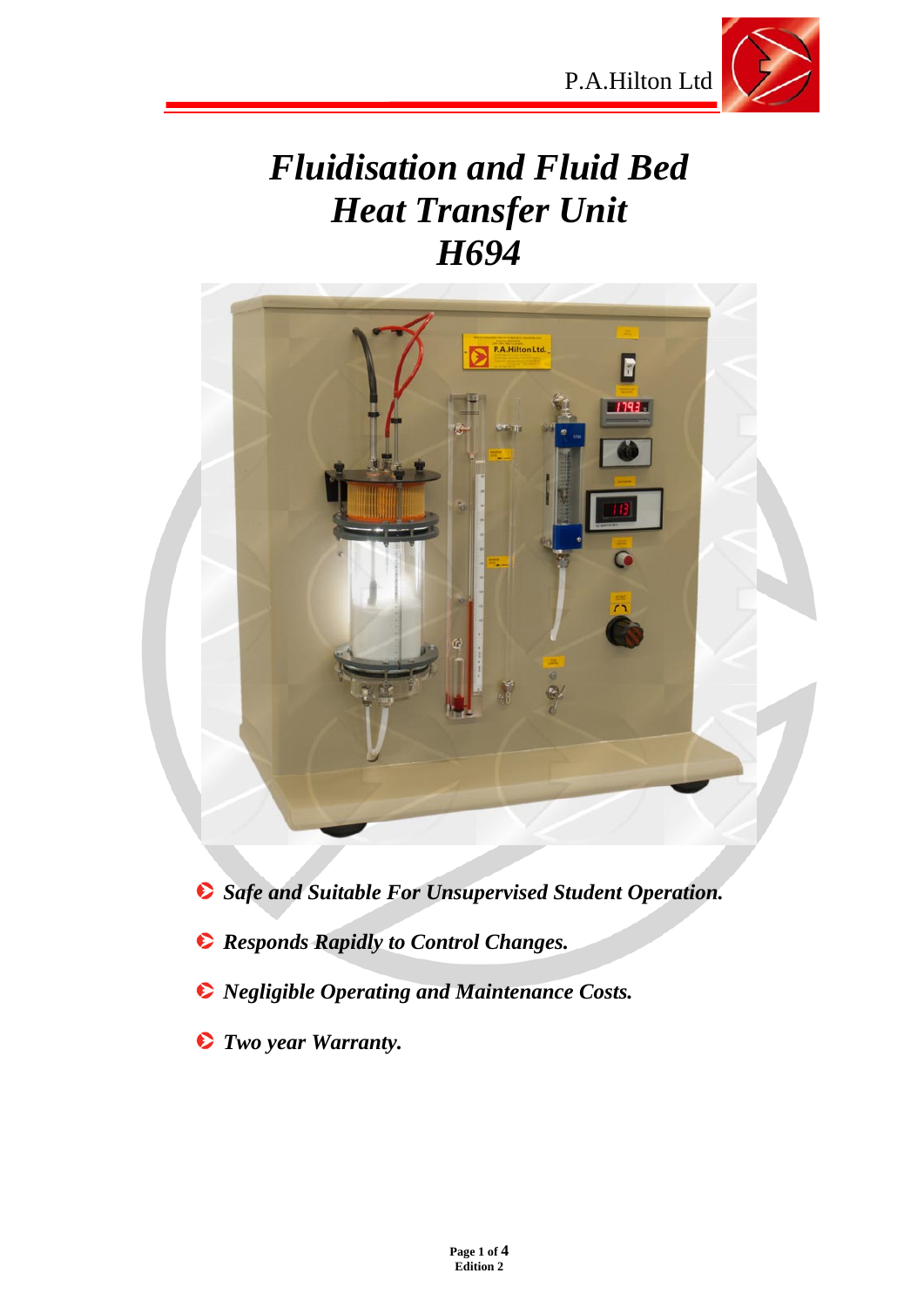# *Fluidisation and Fluid Bed Heat Transfer Unit H694*

- ***Safe and Suitable For Unsupervised Student Operation.***
- ***Responds Rapidly to Control Changes.***
- ***Negligible Operating and Maintenance Costs.***
- ***Two year Warranty.***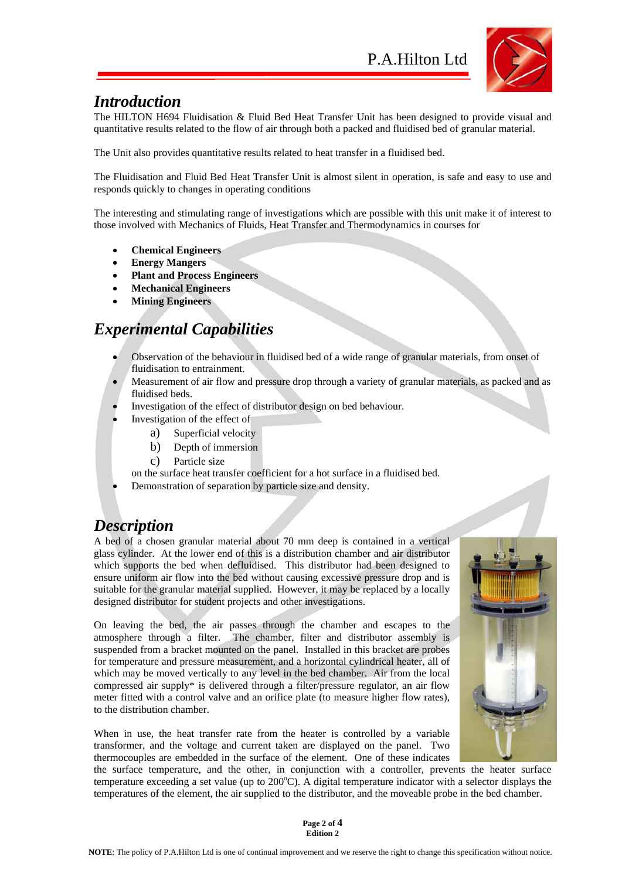## Introduction

The HILTON H694 Fluidisation & Fluid Bed Heat Transfer Unit has been designed to provide visual and quantitative results related to the flow of air through both a packed and fluidised bed of granular material.

The Unit also provides quantitative results related to heat transfer in a fluidised bed.

The Fluidisation and Fluid Bed Heat Transfer Unit is almost silent in operation, is safe and easy to use and responds quickly to changes in operating conditions

The interesting and stimulating range of investigations which are possible with this unit make it of interest to those involved with Mechanics of Fluids, Heat Transfer and Thermodynamics in courses for

- **Chemical Engineers**
- **Energy Mangers**
- **Plant and Process Engineers**
- **Mechanical Engineers**
- **Mining Engineers**

## Experimental Capabilities

- Observation of the behaviour in fluidised bed of a wide range of granular materials, from onset of fluidisation to entrainment.
- Measurement of air flow and pressure drop through a variety of granular materials, as packed and as fluidised beds.
- Investigation of the effect of distributor design on bed behaviour.
- Investigation of the effect of
  a) Superficial velocity
  b) Depth of immersion
  c) Particle size

  on the surface heat transfer coefficient for a hot surface in a fluidised bed.
- Demonstration of separation by particle size and density.

## Description

A bed of a chosen granular material about 70 mm deep is contained in a vertical glass cylinder. At the lower end of this is a distribution chamber and air distributor which supports the bed when defluidised. This distributor had been designed to ensure uniform air flow into the bed without causing excessive pressure drop and is suitable for the granular material supplied. However, it may be replaced by a locally designed distributor for student projects and other investigations.

On leaving the bed, the air passes through the chamber and escapes to the atmosphere through a filter. The chamber, filter and distributor assembly is suspended from a bracket mounted on the panel. Installed in this bracket are probes for temperature and pressure measurement, and a horizontal cylindrical heater, all of which may be moved vertically to any level in the bed chamber. Air from the local compressed air supply* is delivered through a filter/pressure regulator, an air flow meter fitted with a control valve and an orifice plate (to measure higher flow rates), to the distribution chamber.

When in use, the heat transfer rate from the heater is controlled by a variable transformer, and the voltage and current taken are displayed on the panel. Two thermocouples are embedded in the surface of the element. One of these indicates the surface temperature, and the other, in conjunction with a controller, prevents the heater surface temperature exceeding a set value (up to 200°C). A digital temperature indicator with a selector displays the temperatures of the element, the air supplied to the distributor, and the moveable probe in the bed chamber.

**NOTE**: The policy of P.A.Hilton Ltd is one of continual improvement and we reserve the right to change this specification without notice.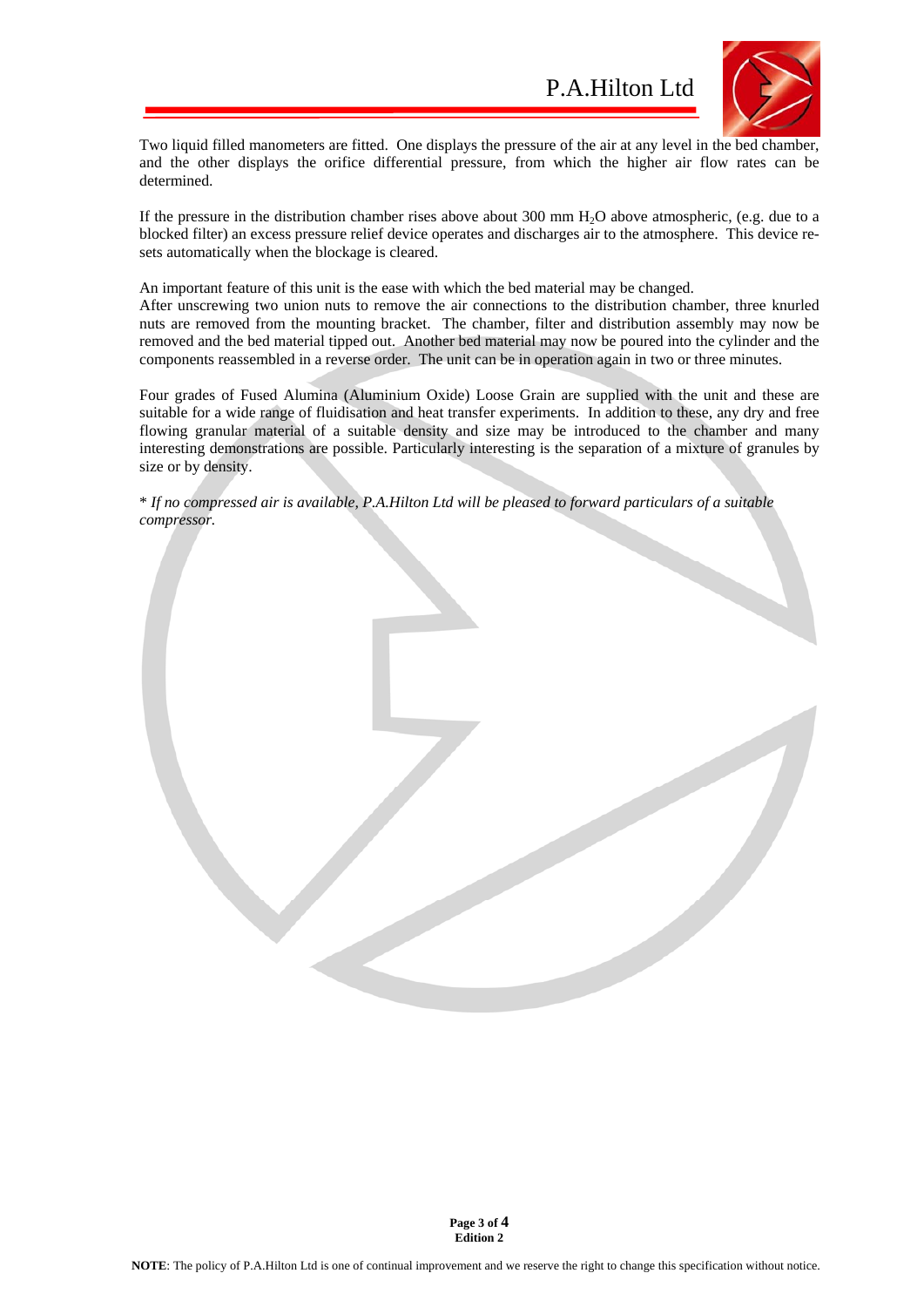Two liquid filled manometers are fitted. One displays the pressure of the air at any level in the bed chamber, and the other displays the orifice differential pressure, from which the higher air flow rates can be determined.

If the pressure in the distribution chamber rises above about 300 mm $H_2O$ above atmospheric, (e.g. due to a blocked filter) an excess pressure relief device operates and discharges air to the atmosphere. This device re-sets automatically when the blockage is cleared.

An important feature of this unit is the ease with which the bed material may be changed.
After unscrewing two union nuts to remove the air connections to the distribution chamber, three knurled nuts are removed from the mounting bracket. The chamber, filter and distribution assembly may now be removed and the bed material tipped out. Another bed material may now be poured into the cylinder and the components reassembled in a reverse order. The unit can be in operation again in two or three minutes.

Four grades of Fused Alumina (Aluminium Oxide) Loose Grain are supplied with the unit and these are suitable for a wide range of fluidisation and heat transfer experiments. In addition to these, any dry and free flowing granular material of a suitable density and size may be introduced to the chamber and many interesting demonstrations are possible. Particularly interesting is the separation of a mixture of granules by size or by density.

\* *If no compressed air is available, P.A.Hilton Ltd will be pleased to forward particulars of a suitable compressor.*

**NOTE**: The policy of P.A.Hilton Ltd is one of continual improvement and we reserve the right to change this specification without notice.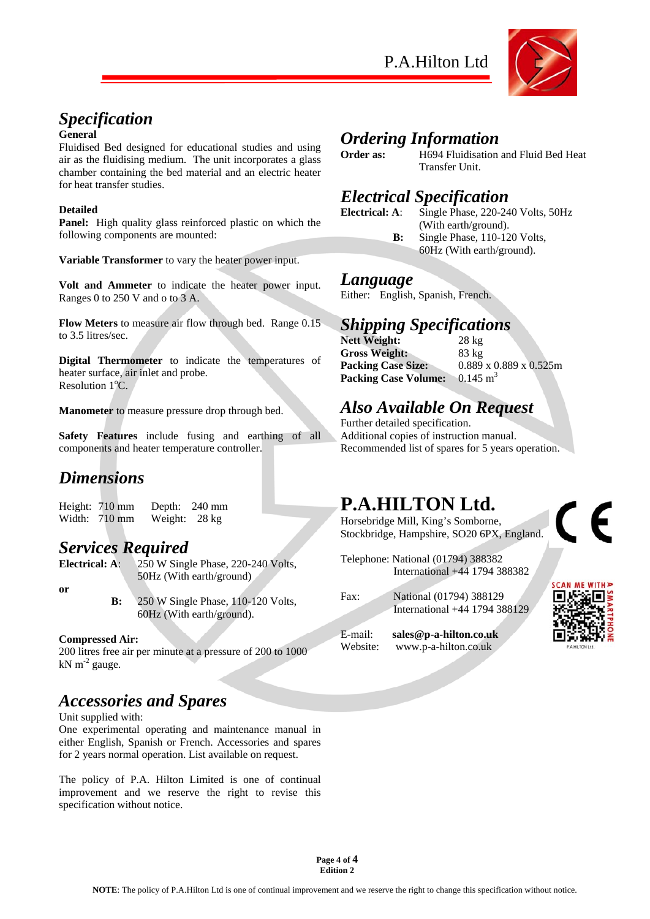## Specification

### General

Fluidised Bed designed for educational studies and using air as the fluidising medium. The unit incorporates a glass chamber containing the bed material and an electric heater for heat transfer studies.

### Detailed

**Panel:** High quality glass reinforced plastic on which the following components are mounted:

**Variable Transformer** to vary the heater power input.

**Volt and Ammeter** to indicate the heater power input. Ranges 0 to 250 V and o to 3 A.

**Flow Meters** to measure air flow through bed. Range 0.15 to 3.5 litres/sec.

**Digital Thermometer** to indicate the temperatures of heater surface, air inlet and probe. Resolution 1°C.

**Manometer** to measure pressure drop through bed.

**Safety Features** include fusing and earthing of all components and heater temperature controller.

## Dimensions

| | | | |
|---|---|---|---|
| Height: | 710 mm | Depth: | 240 mm |
| Width: | 710 mm | Weight: | 28 kg |

## Services Required

**Electrical: A**: 250 W Single Phase, 220-240 Volts, 50Hz (With earth/ground)

**or**

**B:** 250 W Single Phase, 110-120 Volts, 60Hz (With earth/ground).

**Compressed Air:**
200 litres free air per minute at a pressure of 200 to 1000 kN $m^{-2}$ gauge.

## Accessories and Spares

Unit supplied with:
One experimental operating and maintenance manual in either English, Spanish or French. Accessories and spares for 2 years normal operation. List available on request.

The policy of P.A. Hilton Limited is one of continual improvement and we reserve the right to revise this specification without notice.

## Ordering Information

**Order as:** H694 Fluidisation and Fluid Bed Heat Transfer Unit.

## Electrical Specification

**Electrical: A**: Single Phase, 220-240 Volts, 50Hz (With earth/ground).

**B:** Single Phase, 110-120 Volts, 60Hz (With earth/ground).

## Language

Either: English, Spanish, French.

## Shipping Specifications

| | |
|---|---|
| **Nett Weight:** | 28 kg |
| **Gross Weight:** | 83 kg |
| **Packing Case Size:** | 0.889 x 0.889 x 0.525m |
| **Packing Case Volume:** | 0.145 $m^3$ |

## Also Available On Request

Further detailed specification.
Additional copies of instruction manual.
Recommended list of spares for 5 years operation.

# P.A.HILTON Ltd.

Horsebridge Mill, King's Somborne,
Stockbridge, Hampshire, SO20 6PX, England.

Telephone: National (01794) 388382
International +44 1794 388382

Fax: National (01794) 388129
International +44 1794 388129

E-mail: **sales@p-a-hilton.co.uk**
Website: www.p-a-hilton.co.uk

SCAN ME WITH A SMARTPHONE

**NOTE**: The policy of P.A.Hilton Ltd is one of continual improvement and we reserve the right to change this specification without notice.